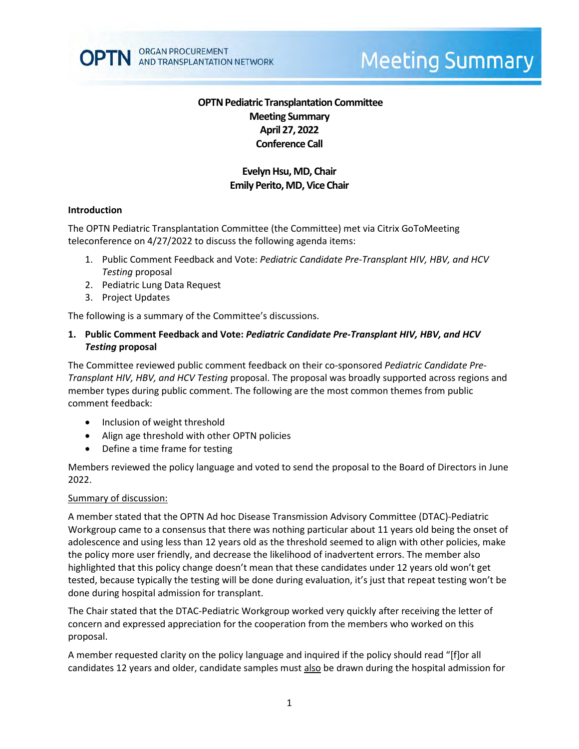**OPTN Pediatric Transplantation Committee**
**Meeting Summary**
**April 27, 2022**
**Conference Call**

**Evelyn Hsu, MD, Chair**
**Emily Perito, MD, Vice Chair**

## Introduction

The OPTN Pediatric Transplantation Committee (the Committee) met via Citrix GoToMeeting teleconference on 4/27/2022 to discuss the following agenda items:

1. Public Comment Feedback and Vote: *Pediatric Candidate Pre-Transplant HIV, HBV, and HCV Testing* proposal
2. Pediatric Lung Data Request
3. Project Updates

The following is a summary of the Committee's discussions.

## 1. Public Comment Feedback and Vote: *Pediatric Candidate Pre-Transplant HIV, HBV, and HCV Testing* proposal

The Committee reviewed public comment feedback on their co-sponsored *Pediatric Candidate Pre-Transplant HIV, HBV, and HCV Testing* proposal. The proposal was broadly supported across regions and member types during public comment. The following are the most common themes from public comment feedback:

- Inclusion of weight threshold
- Align age threshold with other OPTN policies
- Define a time frame for testing

Members reviewed the policy language and voted to send the proposal to the Board of Directors in June 2022.

<u>Summary of discussion:</u>

A member stated that the OPTN Ad hoc Disease Transmission Advisory Committee (DTAC)-Pediatric Workgroup came to a consensus that there was nothing particular about 11 years old being the onset of adolescence and using less than 12 years old as the threshold seemed to align with other policies, make the policy more user friendly, and decrease the likelihood of inadvertent errors. The member also highlighted that this policy change doesn't mean that these candidates under 12 years old won't get tested, because typically the testing will be done during evaluation, it's just that repeat testing won't be done during hospital admission for transplant.

The Chair stated that the DTAC-Pediatric Workgroup worked very quickly after receiving the letter of concern and expressed appreciation for the cooperation from the members who worked on this proposal.

A member requested clarity on the policy language and inquired if the policy should read "[f]or all candidates 12 years and older, candidate samples must <u>also</u> be drawn during the hospital admission for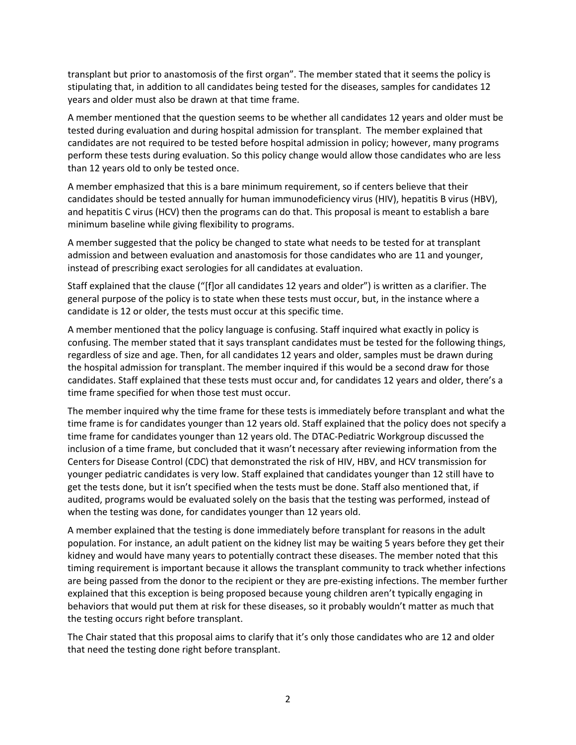transplant but prior to anastomosis of the first organ". The member stated that it seems the policy is stipulating that, in addition to all candidates being tested for the diseases, samples for candidates 12 years and older must also be drawn at that time frame.

A member mentioned that the question seems to be whether all candidates 12 years and older must be tested during evaluation and during hospital admission for transplant. The member explained that candidates are not required to be tested before hospital admission in policy; however, many programs perform these tests during evaluation. So this policy change would allow those candidates who are less than 12 years old to only be tested once.

A member emphasized that this is a bare minimum requirement, so if centers believe that their candidates should be tested annually for human immunodeficiency virus (HIV), hepatitis B virus (HBV), and hepatitis C virus (HCV) then the programs can do that. This proposal is meant to establish a bare minimum baseline while giving flexibility to programs.

A member suggested that the policy be changed to state what needs to be tested for at transplant admission and between evaluation and anastomosis for those candidates who are 11 and younger, instead of prescribing exact serologies for all candidates at evaluation.

Staff explained that the clause ("[f]or all candidates 12 years and older") is written as a clarifier. The general purpose of the policy is to state when these tests must occur, but, in the instance where a candidate is 12 or older, the tests must occur at this specific time.

A member mentioned that the policy language is confusing. Staff inquired what exactly in policy is confusing. The member stated that it says transplant candidates must be tested for the following things, regardless of size and age. Then, for all candidates 12 years and older, samples must be drawn during the hospital admission for transplant. The member inquired if this would be a second draw for those candidates. Staff explained that these tests must occur and, for candidates 12 years and older, there's a time frame specified for when those test must occur.

The member inquired why the time frame for these tests is immediately before transplant and what the time frame is for candidates younger than 12 years old. Staff explained that the policy does not specify a time frame for candidates younger than 12 years old. The DTAC-Pediatric Workgroup discussed the inclusion of a time frame, but concluded that it wasn't necessary after reviewing information from the Centers for Disease Control (CDC) that demonstrated the risk of HIV, HBV, and HCV transmission for younger pediatric candidates is very low. Staff explained that candidates younger than 12 still have to get the tests done, but it isn't specified when the tests must be done. Staff also mentioned that, if audited, programs would be evaluated solely on the basis that the testing was performed, instead of when the testing was done, for candidates younger than 12 years old.

A member explained that the testing is done immediately before transplant for reasons in the adult population. For instance, an adult patient on the kidney list may be waiting 5 years before they get their kidney and would have many years to potentially contract these diseases. The member noted that this timing requirement is important because it allows the transplant community to track whether infections are being passed from the donor to the recipient or they are pre-existing infections. The member further explained that this exception is being proposed because young children aren't typically engaging in behaviors that would put them at risk for these diseases, so it probably wouldn't matter as much that the testing occurs right before transplant.

The Chair stated that this proposal aims to clarify that it's only those candidates who are 12 and older that need the testing done right before transplant.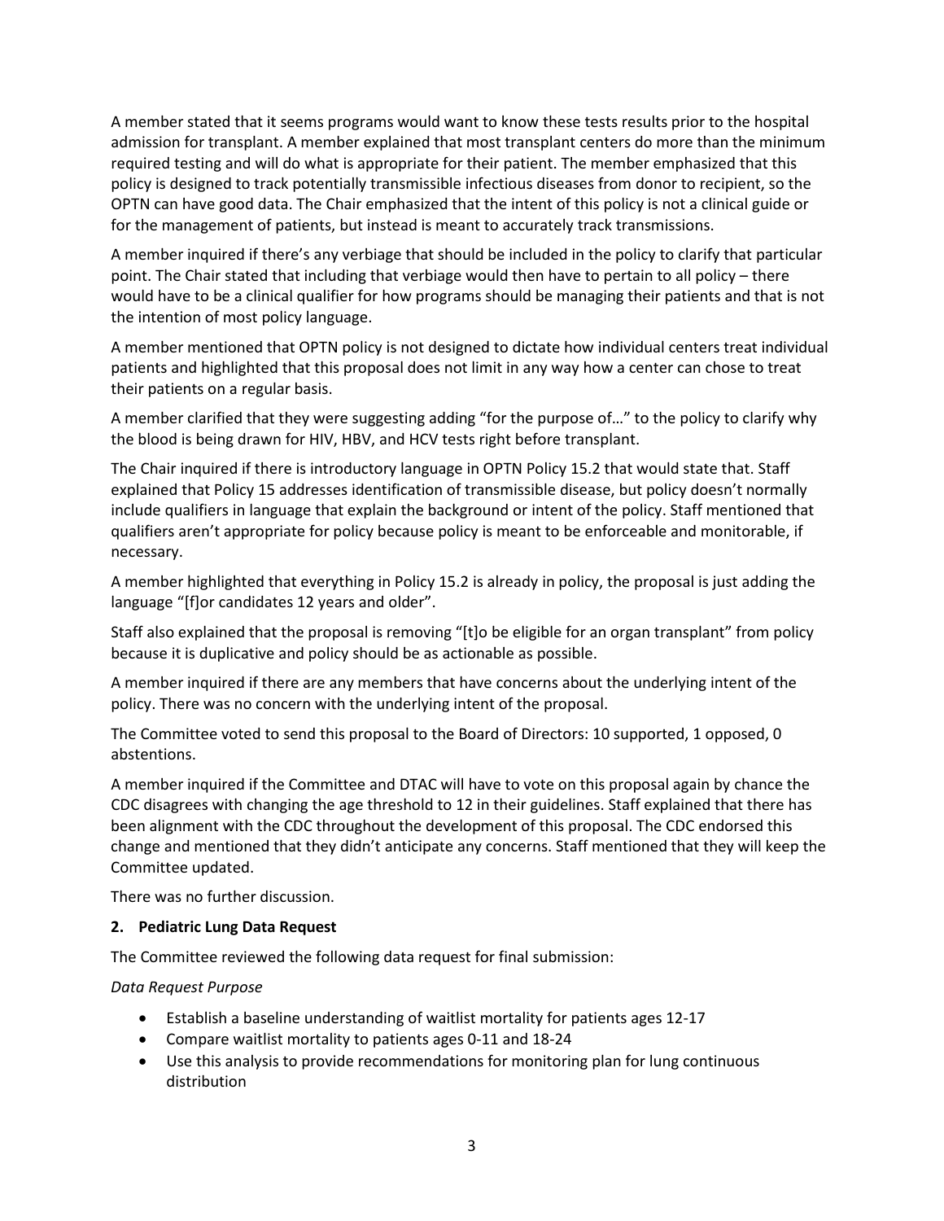A member stated that it seems programs would want to know these tests results prior to the hospital admission for transplant. A member explained that most transplant centers do more than the minimum required testing and will do what is appropriate for their patient. The member emphasized that this policy is designed to track potentially transmissible infectious diseases from donor to recipient, so the OPTN can have good data. The Chair emphasized that the intent of this policy is not a clinical guide or for the management of patients, but instead is meant to accurately track transmissions.

A member inquired if there's any verbiage that should be included in the policy to clarify that particular point. The Chair stated that including that verbiage would then have to pertain to all policy – there would have to be a clinical qualifier for how programs should be managing their patients and that is not the intention of most policy language.

A member mentioned that OPTN policy is not designed to dictate how individual centers treat individual patients and highlighted that this proposal does not limit in any way how a center can chose to treat their patients on a regular basis.

A member clarified that they were suggesting adding "for the purpose of…" to the policy to clarify why the blood is being drawn for HIV, HBV, and HCV tests right before transplant.

The Chair inquired if there is introductory language in OPTN Policy 15.2 that would state that. Staff explained that Policy 15 addresses identification of transmissible disease, but policy doesn't normally include qualifiers in language that explain the background or intent of the policy. Staff mentioned that qualifiers aren't appropriate for policy because policy is meant to be enforceable and monitorable, if necessary.

A member highlighted that everything in Policy 15.2 is already in policy, the proposal is just adding the language "[f]or candidates 12 years and older".

Staff also explained that the proposal is removing "[t]o be eligible for an organ transplant" from policy because it is duplicative and policy should be as actionable as possible.

A member inquired if there are any members that have concerns about the underlying intent of the policy. There was no concern with the underlying intent of the proposal.

The Committee voted to send this proposal to the Board of Directors: 10 supported, 1 opposed, 0 abstentions.

A member inquired if the Committee and DTAC will have to vote on this proposal again by chance the CDC disagrees with changing the age threshold to 12 in their guidelines. Staff explained that there has been alignment with the CDC throughout the development of this proposal. The CDC endorsed this change and mentioned that they didn't anticipate any concerns. Staff mentioned that they will keep the Committee updated.

There was no further discussion.

### 2. Pediatric Lung Data Request

The Committee reviewed the following data request for final submission:

*Data Request Purpose*

- Establish a baseline understanding of waitlist mortality for patients ages 12-17
- Compare waitlist mortality to patients ages 0-11 and 18-24
- Use this analysis to provide recommendations for monitoring plan for lung continuous distribution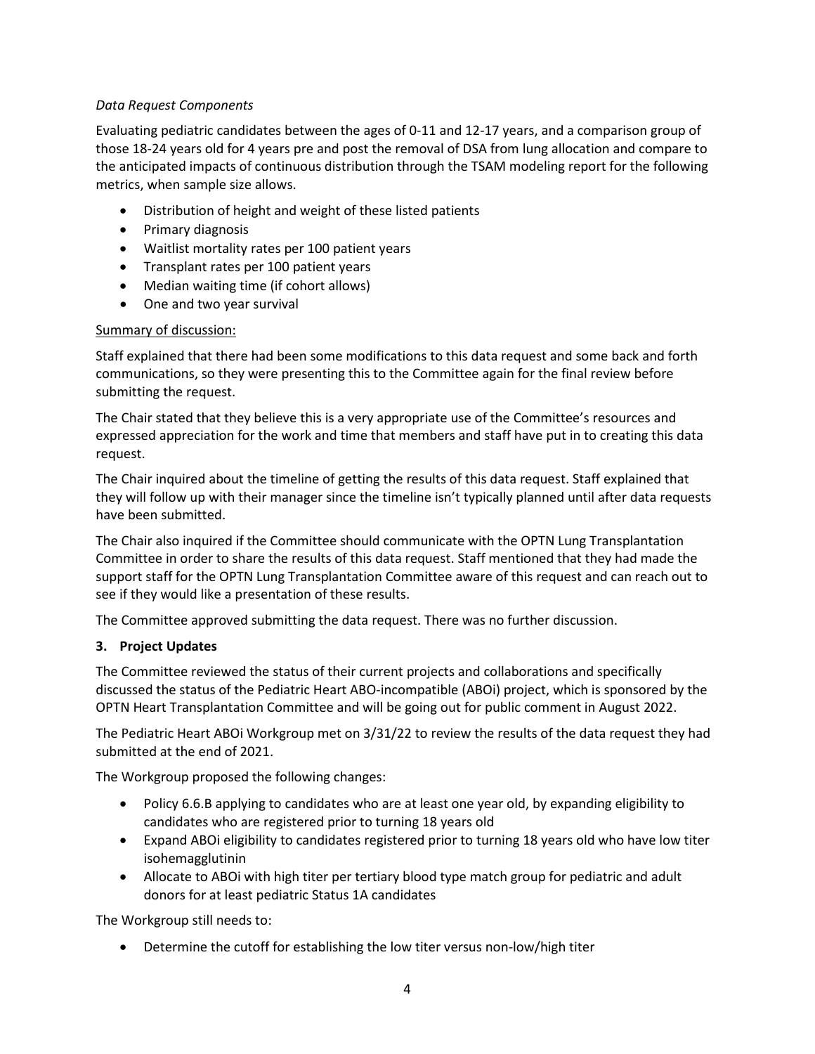*Data Request Components*

Evaluating pediatric candidates between the ages of 0-11 and 12-17 years, and a comparison group of those 18-24 years old for 4 years pre and post the removal of DSA from lung allocation and compare to the anticipated impacts of continuous distribution through the TSAM modeling report for the following metrics, when sample size allows.

- Distribution of height and weight of these listed patients
- Primary diagnosis
- Waitlist mortality rates per 100 patient years
- Transplant rates per 100 patient years
- Median waiting time (if cohort allows)
- One and two year survival

Summary of discussion:

Staff explained that there had been some modifications to this data request and some back and forth communications, so they were presenting this to the Committee again for the final review before submitting the request.

The Chair stated that they believe this is a very appropriate use of the Committee's resources and expressed appreciation for the work and time that members and staff have put in to creating this data request.

The Chair inquired about the timeline of getting the results of this data request. Staff explained that they will follow up with their manager since the timeline isn't typically planned until after data requests have been submitted.

The Chair also inquired if the Committee should communicate with the OPTN Lung Transplantation Committee in order to share the results of this data request. Staff mentioned that they had made the support staff for the OPTN Lung Transplantation Committee aware of this request and can reach out to see if they would like a presentation of these results.

The Committee approved submitting the data request. There was no further discussion.

**3. Project Updates**

The Committee reviewed the status of their current projects and collaborations and specifically discussed the status of the Pediatric Heart ABO-incompatible (ABOi) project, which is sponsored by the OPTN Heart Transplantation Committee and will be going out for public comment in August 2022.

The Pediatric Heart ABOi Workgroup met on 3/31/22 to review the results of the data request they had submitted at the end of 2021.

The Workgroup proposed the following changes:

- Policy 6.6.B applying to candidates who are at least one year old, by expanding eligibility to candidates who are registered prior to turning 18 years old
- Expand ABOi eligibility to candidates registered prior to turning 18 years old who have low titer isohemagglutinin
- Allocate to ABOi with high titer per tertiary blood type match group for pediatric and adult donors for at least pediatric Status 1A candidates

The Workgroup still needs to:

- Determine the cutoff for establishing the low titer versus non-low/high titer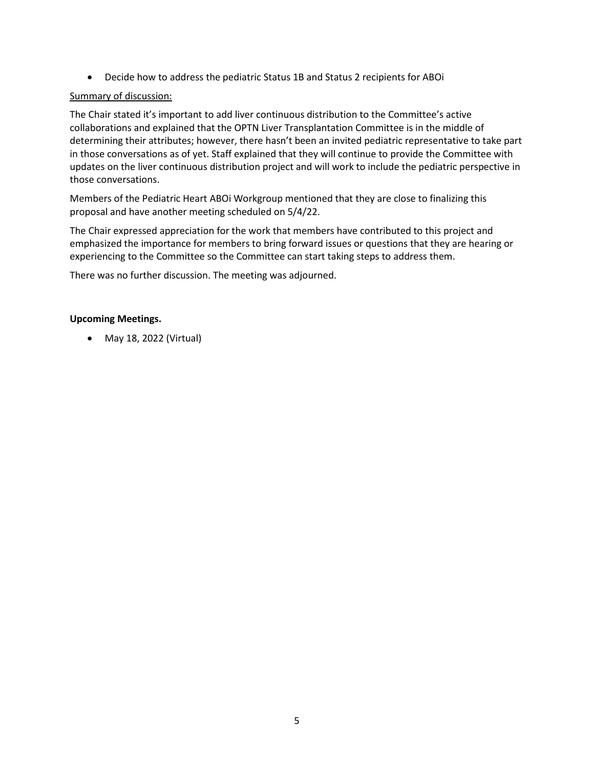- Decide how to address the pediatric Status 1B and Status 2 recipients for ABOi

Summary of discussion:

The Chair stated it's important to add liver continuous distribution to the Committee's active collaborations and explained that the OPTN Liver Transplantation Committee is in the middle of determining their attributes; however, there hasn't been an invited pediatric representative to take part in those conversations as of yet. Staff explained that they will continue to provide the Committee with updates on the liver continuous distribution project and will work to include the pediatric perspective in those conversations.

Members of the Pediatric Heart ABOi Workgroup mentioned that they are close to finalizing this proposal and have another meeting scheduled on 5/4/22.

The Chair expressed appreciation for the work that members have contributed to this project and emphasized the importance for members to bring forward issues or questions that they are hearing or experiencing to the Committee so the Committee can start taking steps to address them.

There was no further discussion. The meeting was adjourned.

**Upcoming Meetings.**

- May 18, 2022 (Virtual)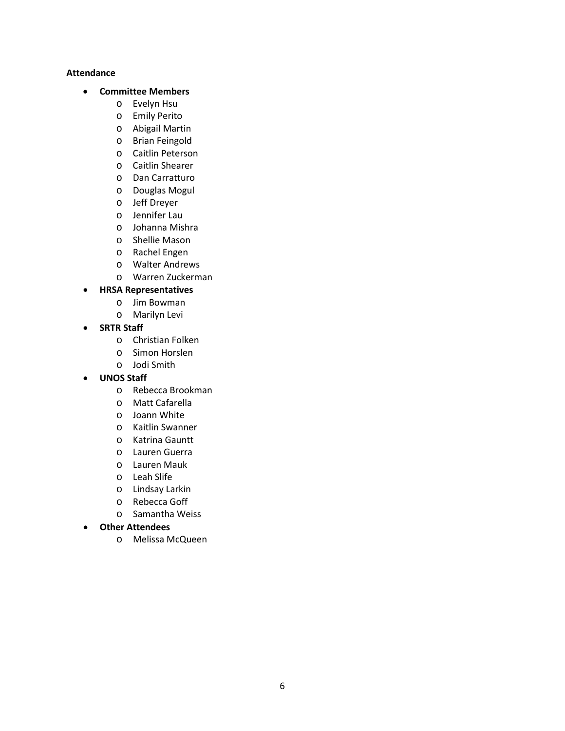**Attendance**

- **Committee Members**
  - Evelyn Hsu
  - Emily Perito
  - Abigail Martin
  - Brian Feingold
  - Caitlin Peterson
  - Caitlin Shearer
  - Dan Carratturo
  - Douglas Mogul
  - Jeff Dreyer
  - Jennifer Lau
  - Johanna Mishra
  - Shellie Mason
  - Rachel Engen
  - Walter Andrews
  - Warren Zuckerman
- **HRSA Representatives**
  - Jim Bowman
  - Marilyn Levi
- **SRTR Staff**
  - Christian Folken
  - Simon Horslen
  - Jodi Smith
- **UNOS Staff**
  - Rebecca Brookman
  - Matt Cafarella
  - Joann White
  - Kaitlin Swanner
  - Katrina Gauntt
  - Lauren Guerra
  - Lauren Mauk
  - Leah Slife
  - Lindsay Larkin
  - Rebecca Goff
  - Samantha Weiss
- **Other Attendees**
  - Melissa McQueen